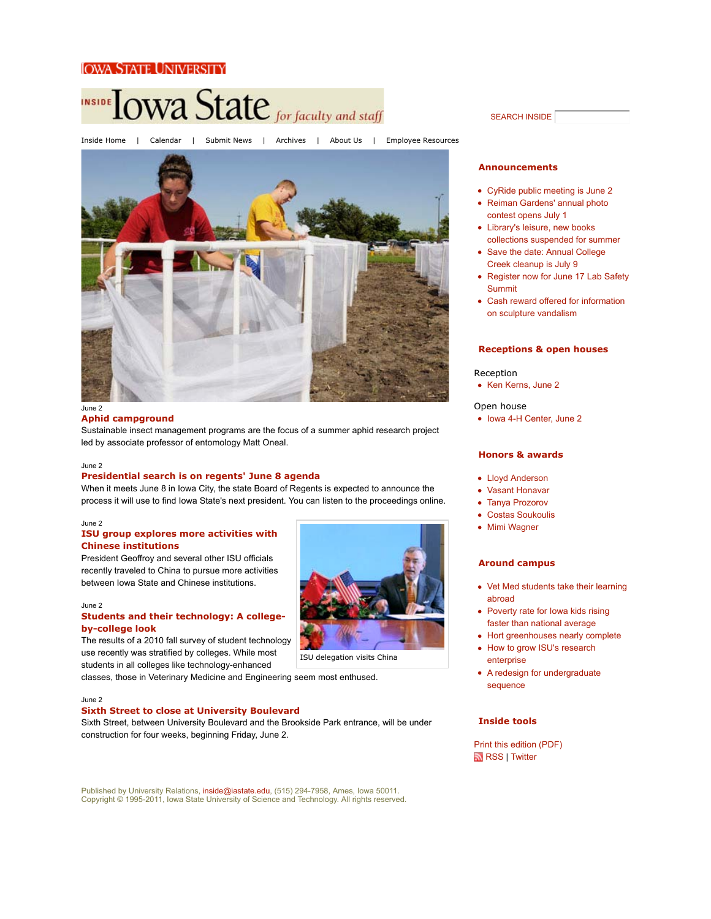IOWA STATE UNIVERSITY

# Inside Iowa State *for faculty and staff*

SEARCH INSIDE

Inside Home | Calendar | Submit News | Archives | About Us | Employee Resources

June 2

### Aphid campground

Sustainable insect management programs are the focus of a summer aphid research project led by associate professor of entomology Matt Oneal.

June 2

### Presidential search is on regents' June 8 agenda

When it meets June 8 in Iowa City, the state Board of Regents is expected to announce the process it will use to find Iowa State's next president. You can listen to the proceedings online.

June 2

### ISU group explores more activities with Chinese institutions

President Geoffroy and several other ISU officials recently traveled to China to pursue more activities between Iowa State and Chinese institutions.

ISU delegation visits China

June 2

### Students and their technology: A college-by-college look

The results of a 2010 fall survey of student technology use recently was stratified by colleges. While most students in all colleges like technology-enhanced classes, those in Veterinary Medicine and Engineering seem most enthused.

June 2

### Sixth Street to close at University Boulevard

Sixth Street, between University Boulevard and the Brookside Park entrance, will be under construction for four weeks, beginning Friday, June 2.

## Announcements

- CyRide public meeting is June 2
- Reiman Gardens' annual photo contest opens July 1
- Library's leisure, new books collections suspended for summer
- Save the date: Annual College Creek cleanup is July 9
- Register now for June 17 Lab Safety Summit
- Cash reward offered for information on sculpture vandalism

## Receptions & open houses

Reception

- Ken Kerns, June 2

Open house

- Iowa 4-H Center, June 2

## Honors & awards

- Lloyd Anderson
- Vasant Honavar
- Tanya Prozorov
- Costas Soukoulis
- Mimi Wagner

## Around campus

- Vet Med students take their learning abroad
- Poverty rate for Iowa kids rising faster than national average
- Hort greenhouses nearly complete
- How to grow ISU's research enterprise
- A redesign for undergraduate sequence

## Inside tools

Print this edition (PDF)

RSS | Twitter

Published by University Relations, inside@iastate.edu, (515) 294-7958, Ames, Iowa 50011.
Copyright © 1995-2011, Iowa State University of Science and Technology. All rights reserved.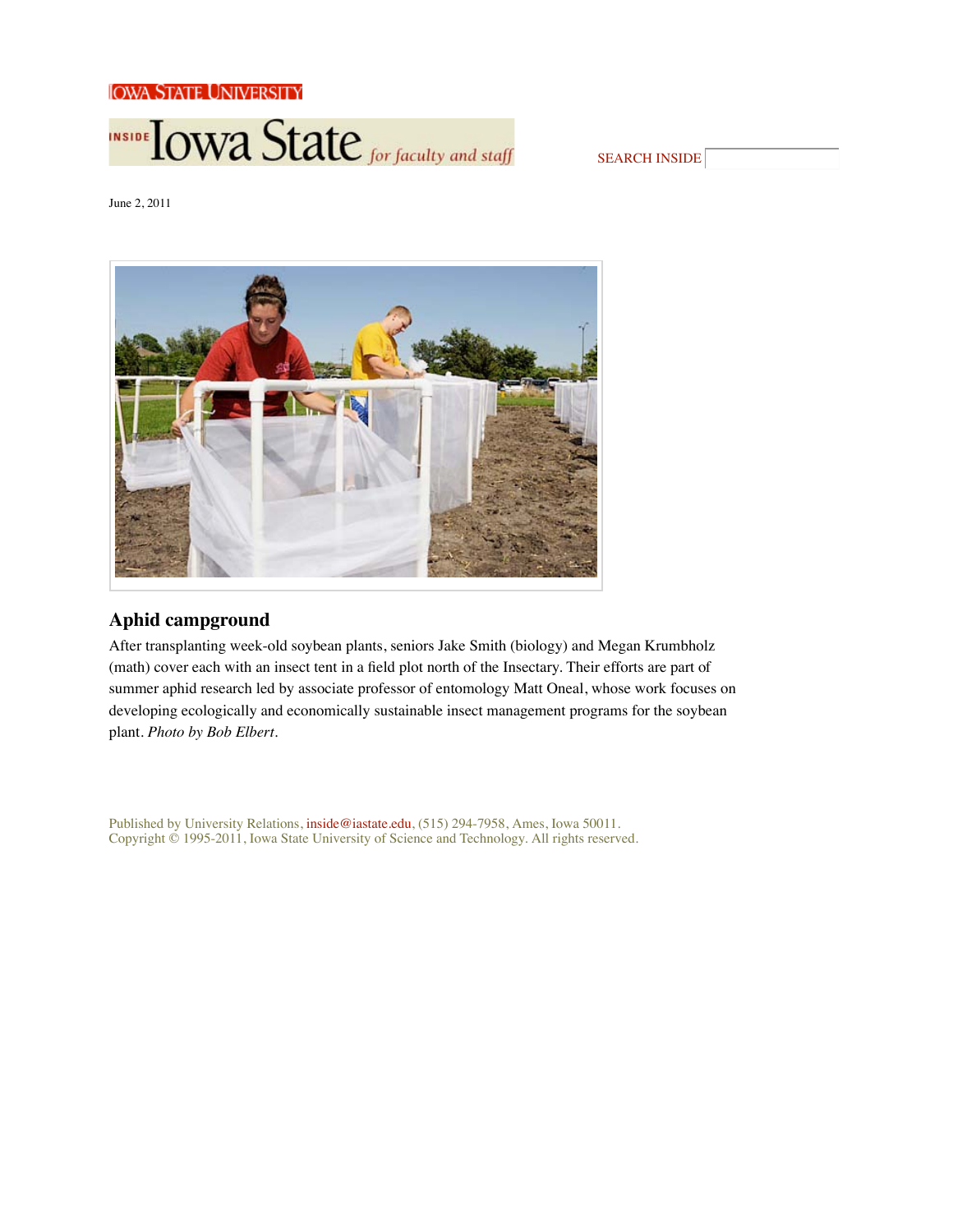June 2, 2011

## Aphid campground

After transplanting week-old soybean plants, seniors Jake Smith (biology) and Megan Krumbholz (math) cover each with an insect tent in a field plot north of the Insectary. Their efforts are part of summer aphid research led by associate professor of entomology Matt Oneal, whose work focuses on developing ecologically and economically sustainable insect management programs for the soybean plant. *Photo by Bob Elbert*.

Published by University Relations, inside@iastate.edu, (515) 294-7958, Ames, Iowa 50011.
Copyright © 1995-2011, Iowa State University of Science and Technology. All rights reserved.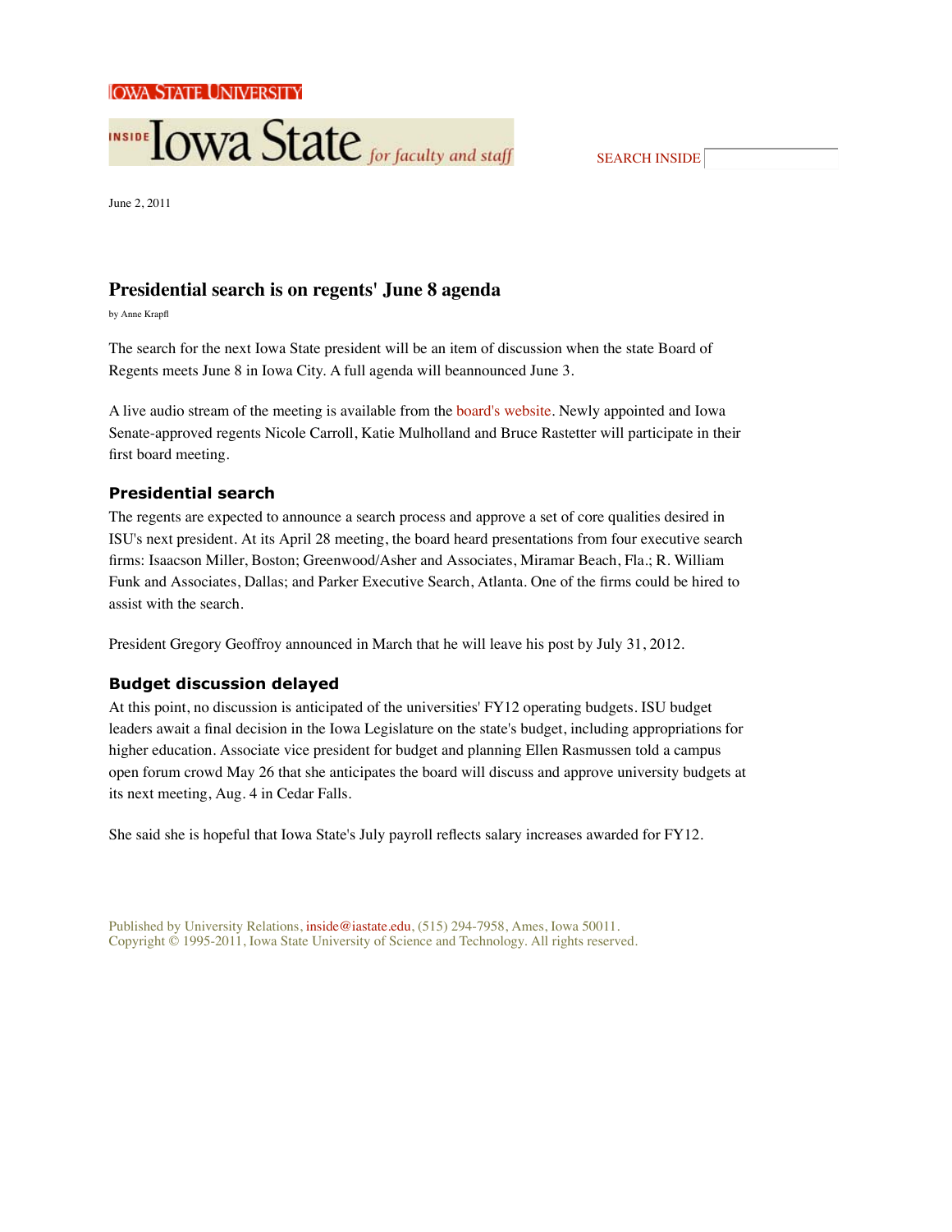IOWA STATE UNIVERSITY

INSIDE Iowa State *for faculty and staff*

SEARCH INSIDE

June 2, 2011

# Presidential search is on regents' June 8 agenda

by Anne Krapfl

The search for the next Iowa State president will be an item of discussion when the state Board of Regents meets June 8 in Iowa City. A full agenda will beannounced June 3.

A live audio stream of the meeting is available from the board's website. Newly appointed and Iowa Senate-approved regents Nicole Carroll, Katie Mulholland and Bruce Rastetter will participate in their first board meeting.

## Presidential search

The regents are expected to announce a search process and approve a set of core qualities desired in ISU's next president. At its April 28 meeting, the board heard presentations from four executive search firms: Isaacson Miller, Boston; Greenwood/Asher and Associates, Miramar Beach, Fla.; R. William Funk and Associates, Dallas; and Parker Executive Search, Atlanta. One of the firms could be hired to assist with the search.

President Gregory Geoffroy announced in March that he will leave his post by July 31, 2012.

## Budget discussion delayed

At this point, no discussion is anticipated of the universities' FY12 operating budgets. ISU budget leaders await a final decision in the Iowa Legislature on the state's budget, including appropriations for higher education. Associate vice president for budget and planning Ellen Rasmussen told a campus open forum crowd May 26 that she anticipates the board will discuss and approve university budgets at its next meeting, Aug. 4 in Cedar Falls.

She said she is hopeful that Iowa State's July payroll reflects salary increases awarded for FY12.

Published by University Relations, inside@iastate.edu, (515) 294-7958, Ames, Iowa 50011.
Copyright © 1995-2011, Iowa State University of Science and Technology. All rights reserved.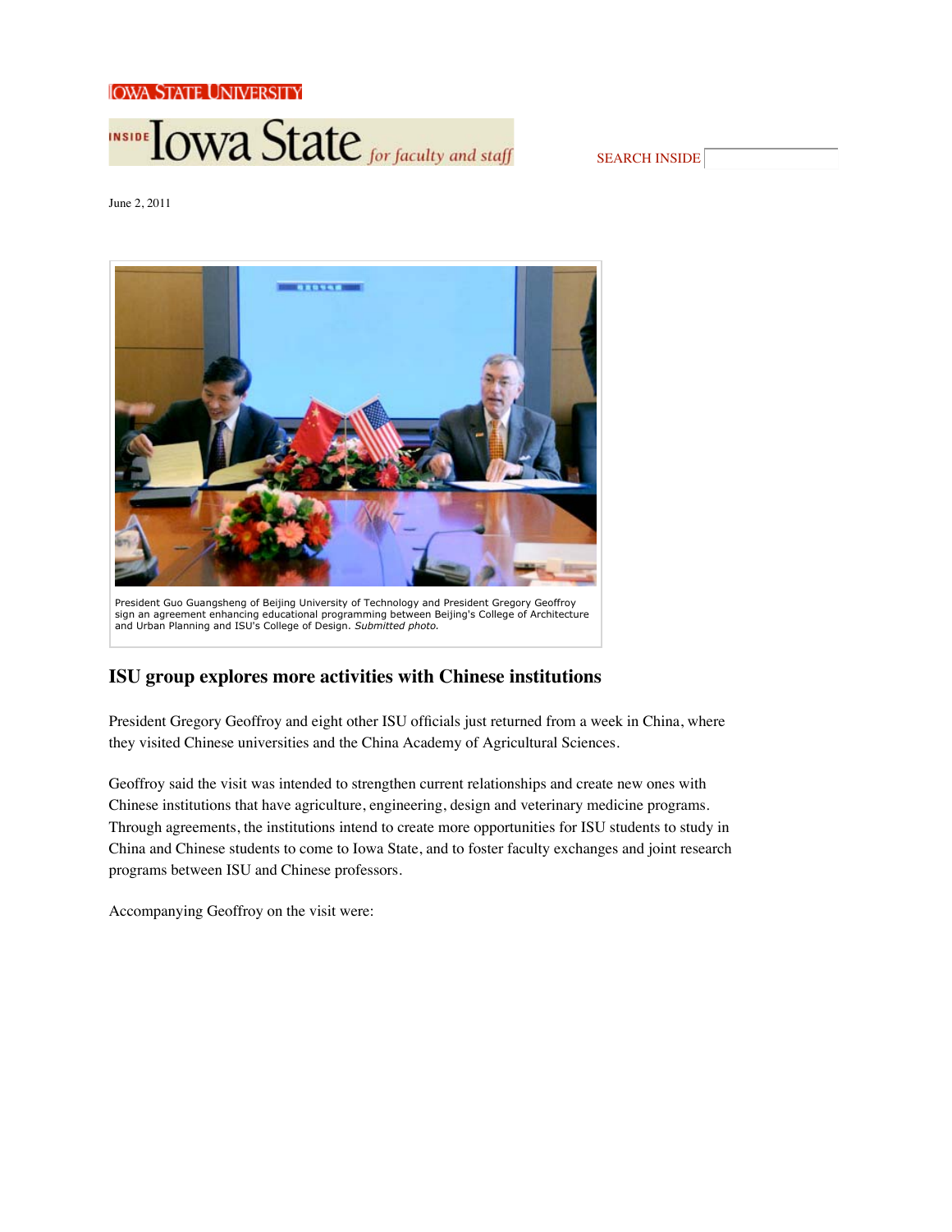IOWA STATE UNIVERSITY

INSIDE Iowa State *for faculty and staff*

SEARCH INSIDE

June 2, 2011

President Guo Guangsheng of Beijing University of Technology and President Gregory Geoffroy sign an agreement enhancing educational programming between Beijing's College of Architecture and Urban Planning and ISU's College of Design. *Submitted photo.*

## ISU group explores more activities with Chinese institutions

President Gregory Geoffroy and eight other ISU officials just returned from a week in China, where they visited Chinese universities and the China Academy of Agricultural Sciences.

Geoffroy said the visit was intended to strengthen current relationships and create new ones with Chinese institutions that have agriculture, engineering, design and veterinary medicine programs. Through agreements, the institutions intend to create more opportunities for ISU students to study in China and Chinese students to come to Iowa State, and to foster faculty exchanges and joint research programs between ISU and Chinese professors.

Accompanying Geoffroy on the visit were: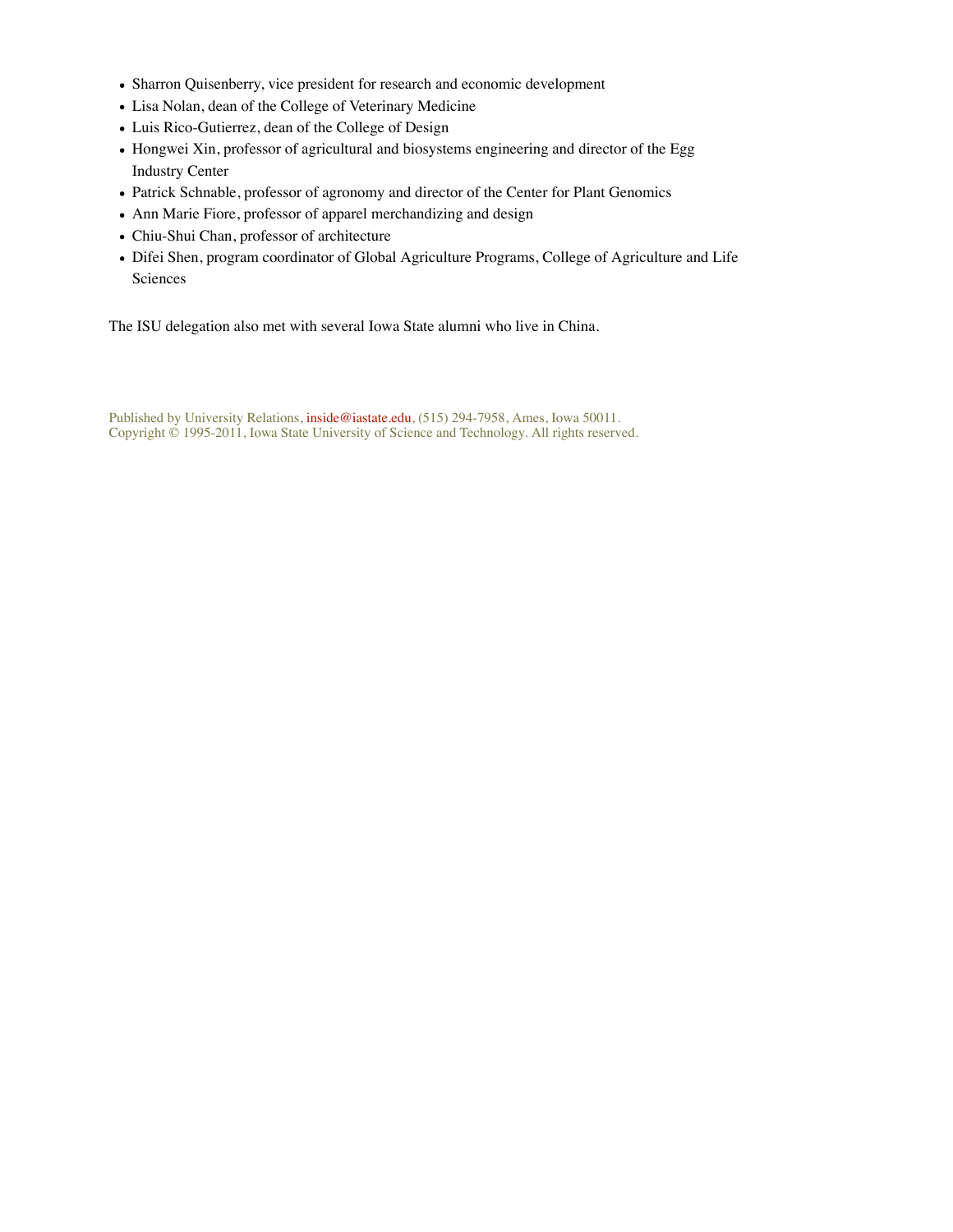- Sharron Quisenberry, vice president for research and economic development
- Lisa Nolan, dean of the College of Veterinary Medicine
- Luis Rico-Gutierrez, dean of the College of Design
- Hongwei Xin, professor of agricultural and biosystems engineering and director of the Egg Industry Center
- Patrick Schnable, professor of agronomy and director of the Center for Plant Genomics
- Ann Marie Fiore, professor of apparel merchandizing and design
- Chiu-Shui Chan, professor of architecture
- Difei Shen, program coordinator of Global Agriculture Programs, College of Agriculture and Life Sciences

The ISU delegation also met with several Iowa State alumni who live in China.

Published by University Relations, inside@iastate.edu, (515) 294-7958, Ames, Iowa 50011.
Copyright © 1995-2011, Iowa State University of Science and Technology. All rights reserved.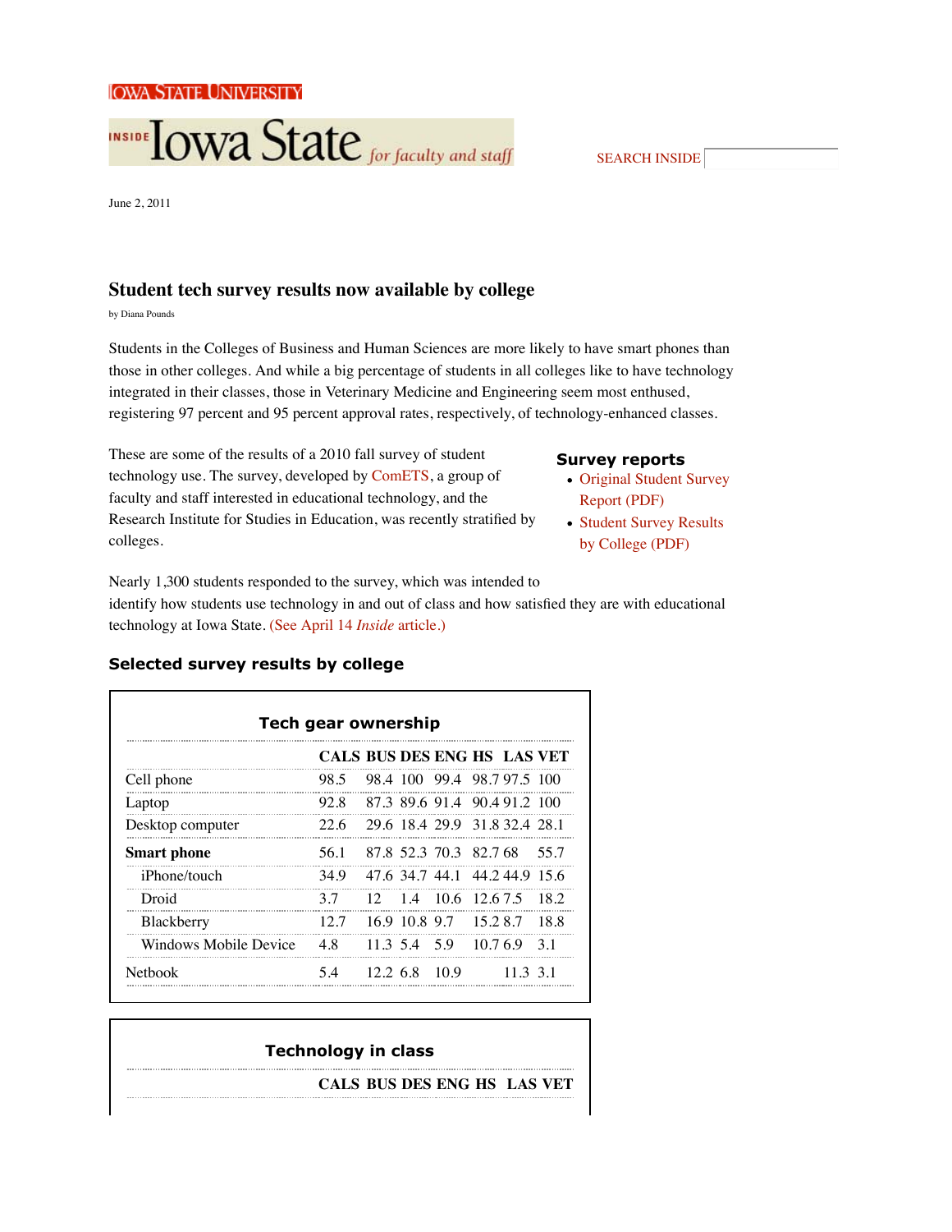IOWA STATE UNIVERSITY

INSIDE Iowa State *for faculty and staff*

SEARCH INSIDE

June 2, 2011

## Student tech survey results now available by college

by Diana Pounds

Students in the Colleges of Business and Human Sciences are more likely to have smart phones than those in other colleges. And while a big percentage of students in all colleges like to have technology integrated in their classes, those in Veterinary Medicine and Engineering seem most enthused, registering 97 percent and 95 percent approval rates, respectively, of technology-enhanced classes.

These are some of the results of a 2010 fall survey of student technology use. The survey, developed by ComETS, a group of faculty and staff interested in educational technology, and the Research Institute for Studies in Education, was recently stratified by colleges.

### Survey reports

- Original Student Survey Report (PDF)
- Student Survey Results by College (PDF)

Nearly 1,300 students responded to the survey, which was intended to identify how students use technology in and out of class and how satisfied they are with educational technology at Iowa State. (See April 14 *Inside* article.)

### Selected survey results by college

**Tech gear ownership**

| | CALS | BUS | DES | ENG | HS | LAS | VET |
|---|---|---|---|---|---|---|---|
| Cell phone | 98.5 | 98.4 | 100 | 99.4 | 98.7 | 97.5 | 100 |
| Laptop | 92.8 | 87.3 | 89.6 | 91.4 | 90.4 | 91.2 | 100 |
| Desktop computer | 22.6 | 29.6 | 18.4 | 29.9 | 31.8 | 32.4 | 28.1 |
| **Smart phone** | 56.1 | 87.8 | 52.3 | 70.3 | 82.7 | 68 | 55.7 |
| iPhone/touch | 34.9 | 47.6 | 34.7 | 44.1 | 44.2 | 44.9 | 15.6 |
| Droid | 3.7 | 12 | 1.4 | 10.6 | 12.6 | 7.5 | 18.2 |
| Blackberry | 12.7 | 16.9 | 10.8 | 9.7 | 15.2 | 8.7 | 18.8 |
| Windows Mobile Device | 4.8 | 11.3 | 5.4 | 5.9 | 10.7 | 6.9 | 3.1 |
| Netbook | 5.4 | 12.2 | 6.8 | 10.9 | | 11.3 | 3.1 |

**Technology in class**

| | CALS | BUS | DES | ENG | HS | LAS | VET |
|---|---|---|---|---|---|---|---|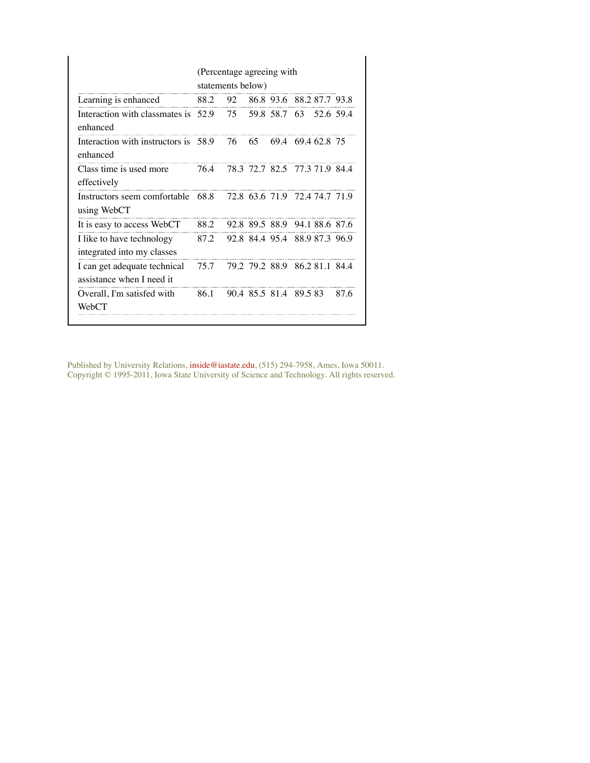| | (Percentage agreeing with statements below) | | | | | | |
|---|---|---|---|---|---|---|---|
| Learning is enhanced | 88.2 | 92 | 86.8 | 93.6 | 88.2 | 87.7 | 93.8 |
| Interaction with classmates is enhanced | 52.9 | 75 | 59.8 | 58.7 | 63 | 52.6 | 59.4 |
| Interaction with instructors is enhanced | 58.9 | 76 | 65 | 69.4 | 69.4 | 62.8 | 75 |
| Class time is used more effectively | 76.4 | 78.3 | 72.7 | 82.5 | 77.3 | 71.9 | 84.4 |
| Instructors seem comfortable using WebCT | 68.8 | 72.8 | 63.6 | 71.9 | 72.4 | 74.7 | 71.9 |
| It is easy to access WebCT | 88.2 | 92.8 | 89.5 | 88.9 | 94.1 | 88.6 | 87.6 |
| I like to have technology integrated into my classes | 87.2 | 92.8 | 84.4 | 95.4 | 88.9 | 87.3 | 96.9 |
| I can get adequate technical assistance when I need it | 75.7 | 79.2 | 79.2 | 88.9 | 86.2 | 81.1 | 84.4 |
| Overall, I'm satisfed with WebCT | 86.1 | 90.4 | 85.5 | 81.4 | 89.5 | 83 | 87.6 |

Published by University Relations, inside@iastate.edu, (515) 294-7958, Ames, Iowa 50011.
Copyright © 1995-2011, Iowa State University of Science and Technology. All rights reserved.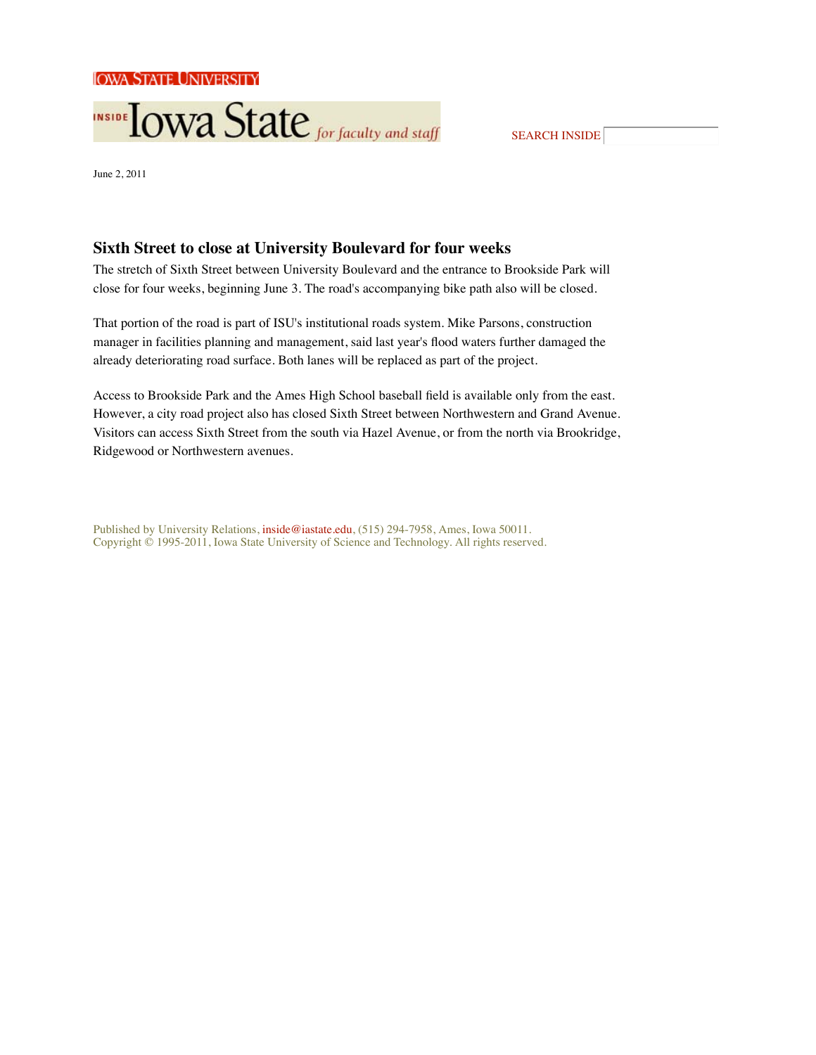June 2, 2011

## Sixth Street to close at University Boulevard for four weeks

The stretch of Sixth Street between University Boulevard and the entrance to Brookside Park will close for four weeks, beginning June 3. The road's accompanying bike path also will be closed.

That portion of the road is part of ISU's institutional roads system. Mike Parsons, construction manager in facilities planning and management, said last year's flood waters further damaged the already deteriorating road surface. Both lanes will be replaced as part of the project.

Access to Brookside Park and the Ames High School baseball field is available only from the east. However, a city road project also has closed Sixth Street between Northwestern and Grand Avenue. Visitors can access Sixth Street from the south via Hazel Avenue, or from the north via Brookridge, Ridgewood or Northwestern avenues.

Published by University Relations, inside@iastate.edu, (515) 294-7958, Ames, Iowa 50011.
Copyright © 1995-2011, Iowa State University of Science and Technology. All rights reserved.